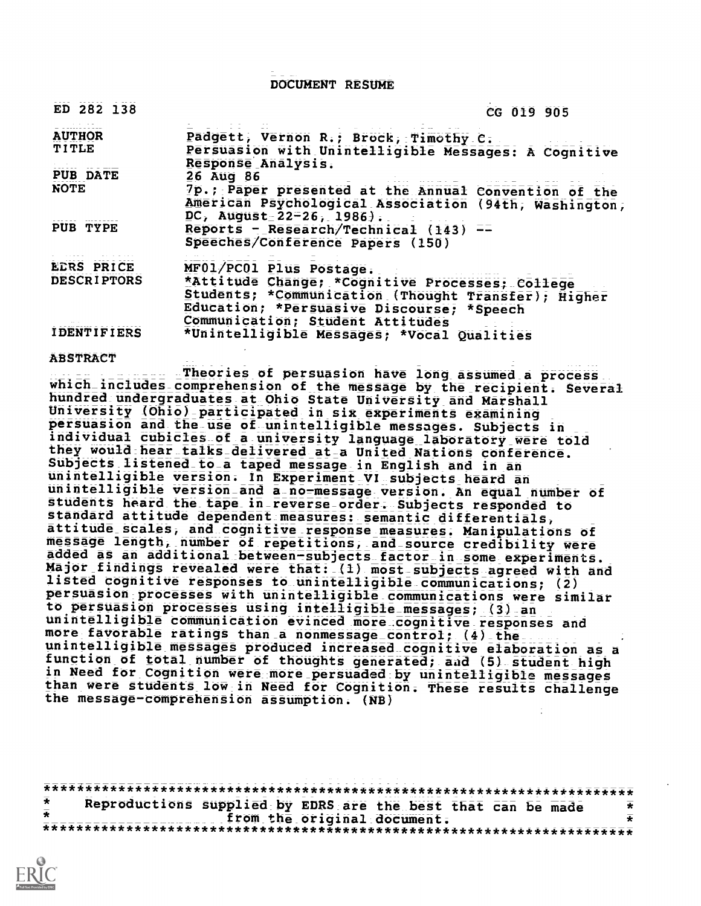# DOCUMENT RESUME

| | |
|---|---|
| ED 282 138 | CG 019 905 |
| AUTHOR | Padgett, Vernon R.; Brock, Timothy C. |
| TITLE | Persuasion with Unintelligible Messages: A Cognitive Response Analysis. |
| PUB DATE | 26 Aug 86 |
| NOTE | 7p.; Paper presented at the Annual Convention of the American Psychological Association (94th, Washington, DC, August 22-26, 1986). |
| PUB TYPE | Reports - Research/Technical (143) -- Speeches/Conference Papers (150) |
| EDRS PRICE | MF01/PC01 Plus Postage. |
| DESCRIPTORS | *Attitude Change; *Cognitive Processes; College Students; *Communication (Thought Transfer); Higher Education; *Persuasive Discourse; *Speech Communication; Student Attitudes |
| IDENTIFIERS | *Unintelligible Messages; *Vocal Qualities |

## ABSTRACT

Theories of persuasion have long assumed a process which includes comprehension of the message by the recipient. Several hundred undergraduates at Ohio State University and Marshall University (Ohio) participated in six experiments examining persuasion and the use of unintelligible messages. Subjects in individual cubicles of a university language laboratory were told they would hear talks delivered at a United Nations conference. Subjects listened to a taped message in English and in an unintelligible version. In Experiment VI subjects heard an unintelligible version and a no-message version. An equal number of students heard the tape in reverse order. Subjects responded to standard attitude dependent measures: semantic differentials, attitude scales, and cognitive response measures. Manipulations of message length, number of repetitions, and source credibility were added as an additional between-subjects factor in some experiments. Major findings revealed were that: (1) most subjects agreed with and listed cognitive responses to unintelligible communications; (2) persuasion processes with unintelligible communications were similar to persuasion processes using intelligible messages; (3) an unintelligible communication evinced more cognitive responses and more favorable ratings than a nonmessage control; (4) the unintelligible messages produced increased cognitive elaboration as a function of total number of thoughts generated; and (5) student high in Need for Cognition were more persuaded by unintelligible messages than were students low in Need for Cognition. These results challenge the message-comprehension assumption. (NB)

***********************************************************************
* Reproductions supplied by EDRS are the best that can be made *
* from the original document. *
***********************************************************************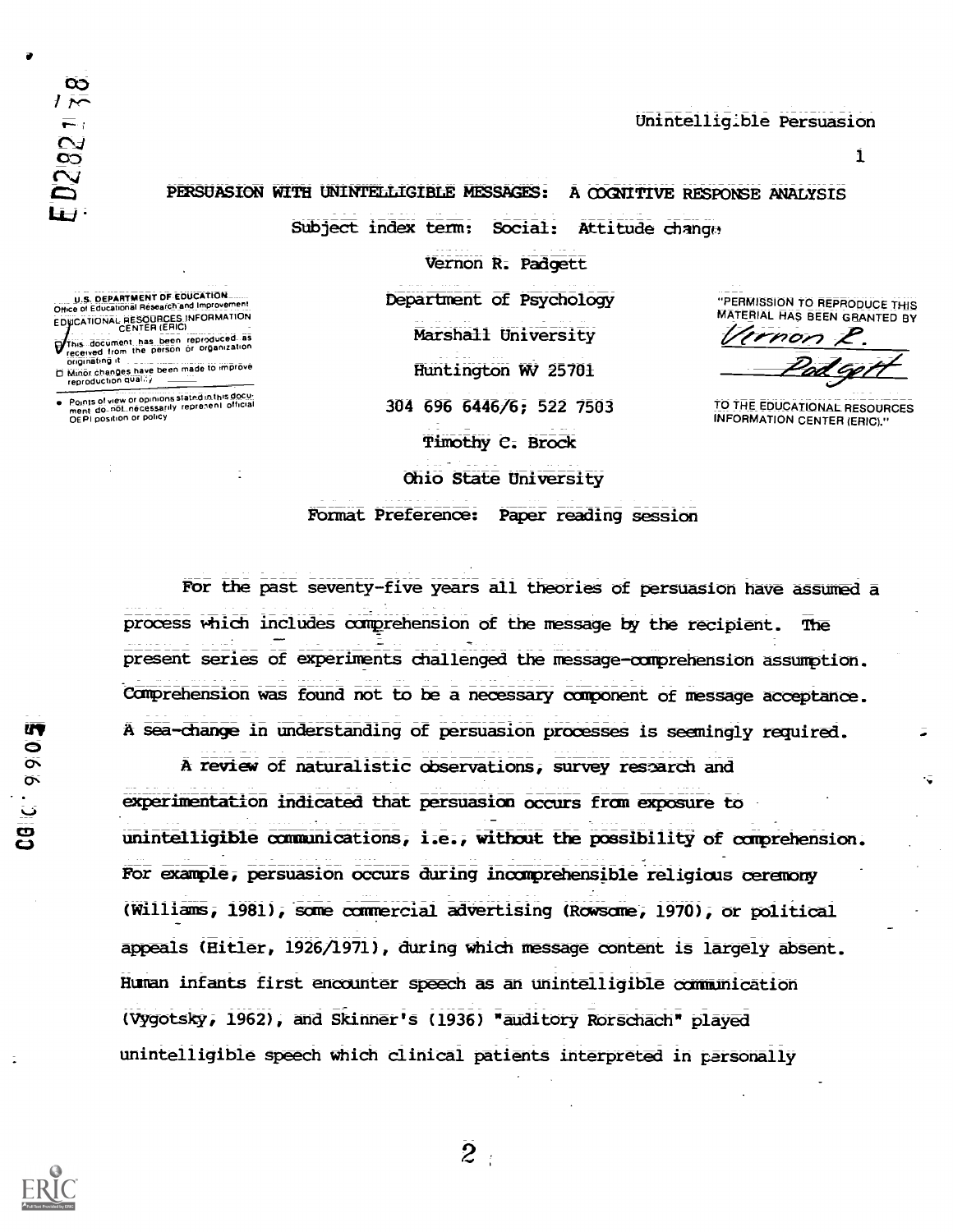# PERSUASION WITH UNINTELLIGIBLE MESSAGES: A COGNITIVE RESPONSE ANALYSIS

Subject index term: Social: Attitude change

Vernon R. Padgett

Department of Psychology

Marshall University

Huntington WV 25701

304 696 6446/6; 522 7503

Timothy C. Brock

Ohio State University

Format Preference: Paper reading session

For the past seventy-five years all theories of persuasion have assumed a process which includes comprehension of the message by the recipient. The present series of experiments challenged the message-comprehension assumption. Comprehension was found not to be a necessary component of message acceptance. A sea-change in understanding of persuasion processes is seemingly required.

A review of naturalistic observations, survey research and experimentation indicated that persuasion occurs from exposure to unintelligible communications, i.e., without the possibility of comprehension. For example, persuasion occurs during incomprehensible religious ceremony (Williams, 1981), some commercial advertising (Rowsome, 1970), or political appeals (Hitler, 1926/1971), during which message content is largely absent. Human infants first encounter speech as an unintelligible communication (Vygotsky, 1962), and Skinner's (1936) "auditory Rorschach" played unintelligible speech which clinical patients interpreted in personally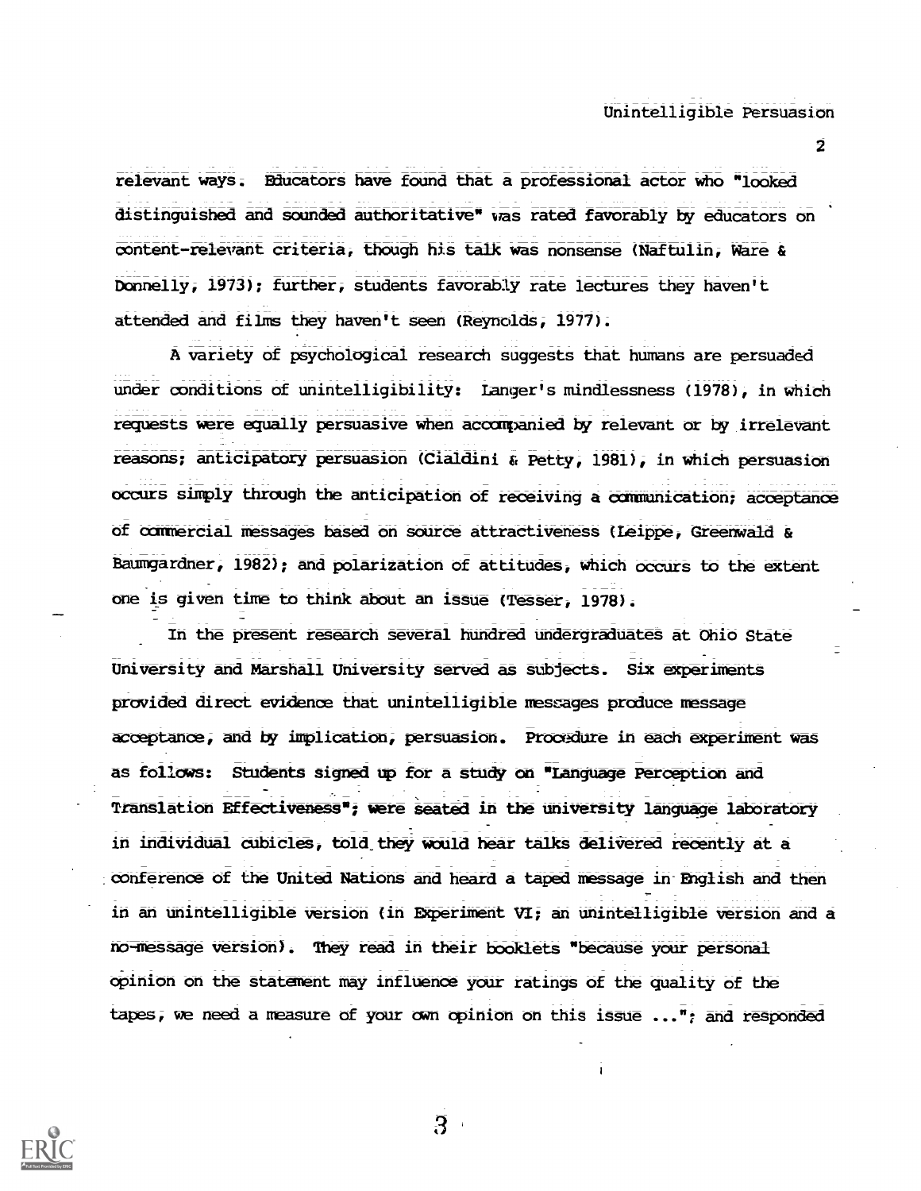relevant ways. Educators have found that a professional actor who "looked distinguished and sounded authoritative" was rated favorably by educators on content-relevant criteria, though his talk was nonsense (Naftulin, Ware & Donnelly, 1973); further, students favorably rate lectures they haven't attended and films they haven't seen (Reynolds, 1977).

A variety of psychological research suggests that humans are persuaded under conditions of unintelligibility: Langer's mindlessness (1978), in which requests were equally persuasive when accompanied by relevant or by irrelevant reasons; anticipatory persuasion (Cialdini & Petty, 1981), in which persuasion occurs simply through the anticipation of receiving a communication; acceptance of commercial messages based on source attractiveness (Leippe, Greenwald & Baumgardner, 1982); and polarization of attitudes, which occurs to the extent one is given time to think about an issue (Tesser, 1978).

In the present research several hundred undergraduates at Ohio State University and Marshall University served as subjects. Six experiments provided direct evidence that unintelligible messages produce message acceptance, and by implication, persuasion. Procedure in each experiment was as follows: Students signed up for a study on "Language Perception and Translation Effectiveness"; were seated in the university language laboratory in individual cubicles, told they would hear talks delivered recently at a conference of the United Nations and heard a taped message in English and then in an unintelligible version (in Experiment VI; an unintelligible version and a no-message version). They read in their booklets "because your personal opinion on the statement may influence your ratings of the quality of the tapes, we need a measure of your own opinion on this issue ..."; and responded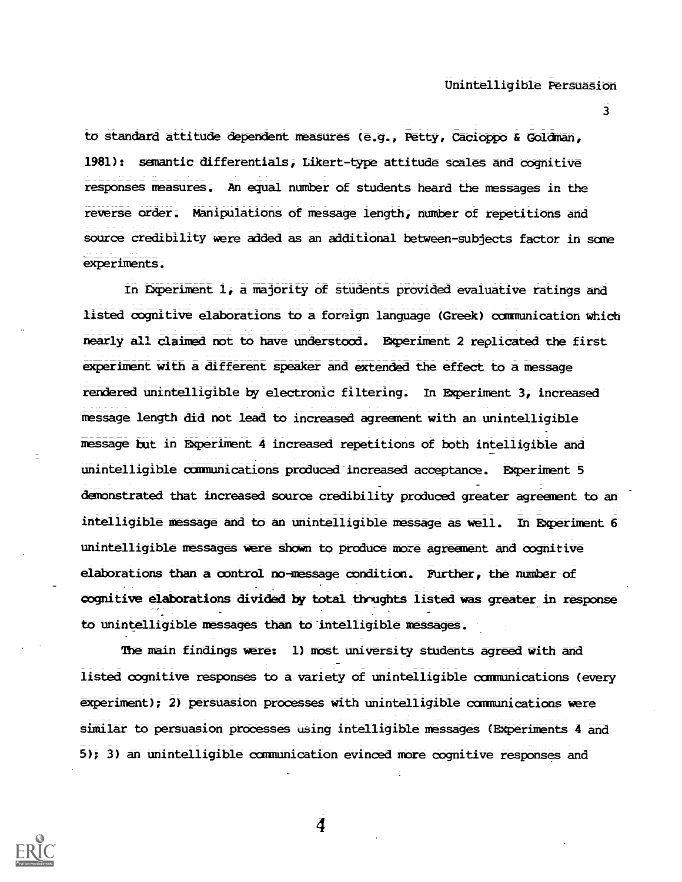to standard attitude dependent measures (e.g., Petty, Cacioppo & Goldman, 1981): semantic differentials, Likert-type attitude scales and cognitive responses measures. An equal number of students heard the messages in the reverse order. Manipulations of message length, number of repetitions and source credibility were added as an additional between-subjects factor in some experiments.

In Experiment 1, a majority of students provided evaluative ratings and listed cognitive elaborations to a foreign language (Greek) communication which nearly all claimed not to have understood. Experiment 2 replicated the first experiment with a different speaker and extended the effect to a message rendered unintelligible by electronic filtering. In Experiment 3, increased message length did not lead to increased agreement with an unintelligible message but in Experiment 4 increased repetitions of both intelligible and unintelligible communications produced increased acceptance. Experiment 5 demonstrated that increased source credibility produced greater agreement to an intelligible message and to an unintelligible message as well. In Experiment 6 unintelligible messages were shown to produce more agreement and cognitive elaborations than a control no-message condition. Further, the number of cognitive elaborations divided by total thoughts listed was greater in response to unintelligible messages than to intelligible messages.

The main findings were: 1) most university students agreed with and listed cognitive responses to a variety of unintelligible communications (every experiment); 2) persuasion processes with unintelligible communications were similar to persuasion processes using intelligible messages (Experiments 4 and 5); 3) an unintelligible communication evinced more cognitive responses and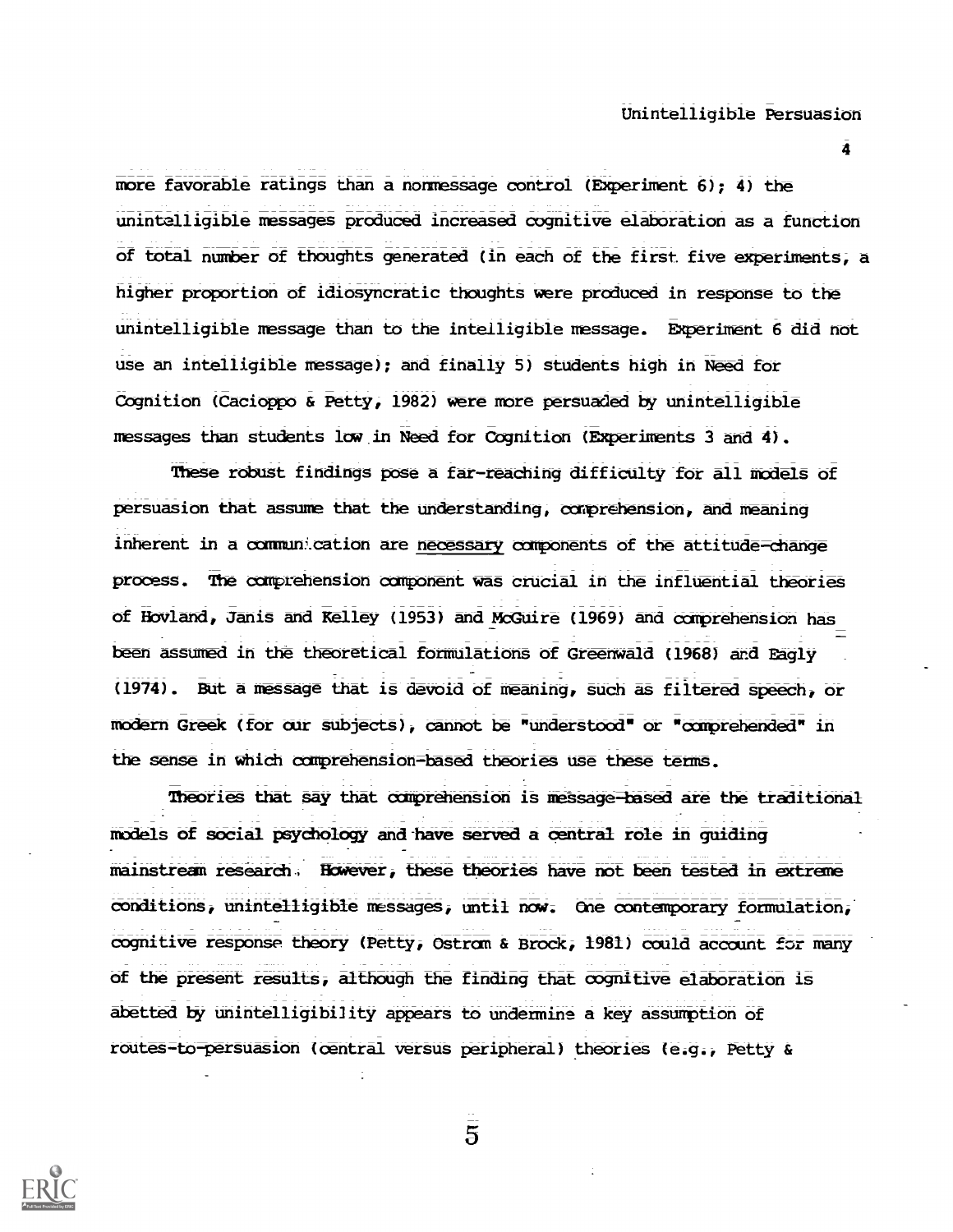more favorable ratings than a nonmessage control (Experiment 6); 4) the unintelligible messages produced increased cognitive elaboration as a function of total number of thoughts generated (in each of the first five experiments, a higher proportion of idiosyncratic thoughts were produced in response to the unintelligible message than to the intelligible message. Experiment 6 did not use an intelligible message); and finally 5) students high in Need for Cognition (Cacioppo & Petty, 1982) were more persuaded by unintelligible messages than students low in Need for Cognition (Experiments 3 and 4).

These robust findings pose a far-reaching difficulty for all models of persuasion that assume that the understanding, comprehension, and meaning inherent in a communication are <u>necessary</u> components of the attitude-change process. The comprehension component was crucial in the influential theories of Hovland, Janis and Kelley (1953) and McGuire (1969) and comprehension has been assumed in the theoretical formulations of Greenwald (1968) and Eagly (1974). But a message that is devoid of meaning, such as filtered speech, or modern Greek (for our subjects), cannot be "understood" or "comprehended" in the sense in which comprehension-based theories use these terms.

Theories that say that comprehension is message-based are the traditional models of social psychology and have served a central role in guiding mainstream research. However, these theories have not been tested in extreme conditions, unintelligible messages, until now. One contemporary formulation, cognitive response theory (Petty, Ostrom & Brock, 1981) could account for many of the present results, although the finding that cognitive elaboration is abetted by unintelligibility appears to undermine a key assumption of routes-to-persuasion (central versus peripheral) theories (e.g., Petty &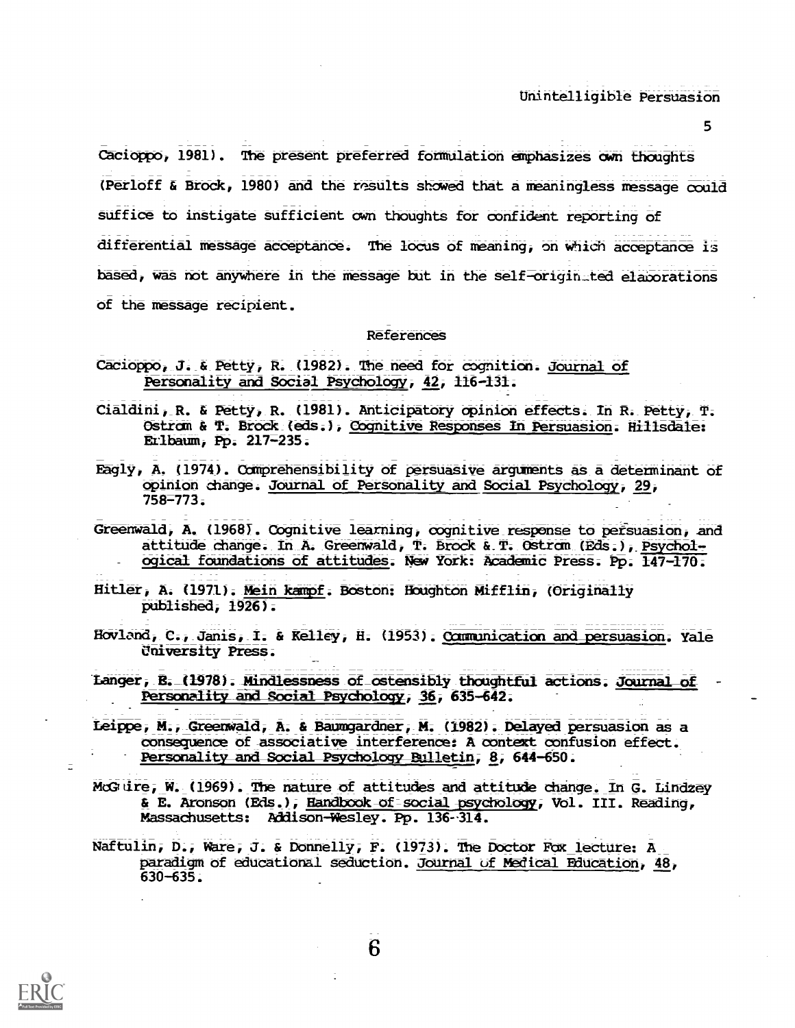Cacioppo, 1981). The present preferred formulation emphasizes own thoughts (Perloff & Brock, 1980) and the results showed that a meaningless message could suffice to instigate sufficient own thoughts for confident reporting of differential message acceptance. The locus of meaning, on which acceptance is based, was not anywhere in the message but in the self-originated elaborations of the message recipient.

## References

Cacioppo, J. & Petty, R. (1982). The need for cognition. *Journal of Personality and Social Psychology*, *42*, 116-131.

Cialdini, R. & Petty, R. (1981). Anticipatory opinion effects. In R. Petty, T. Ostrom & T. Brock (eds.), *Cognitive Responses In Persuasion*. Hillsdale: Erlbaum, Pp. 217-235.

Eagly, A. (1974). Comprehensibility of persuasive arguments as a determinant of opinion change. *Journal of Personality and Social Psychology*, *29*, 758-773.

Greenwald, A. (1968). Cognitive learning, cognitive response to persuasion, and attitude change. In A. Greenwald, T. Brock & T. Ostrom (Eds.), *Psychological foundations of attitudes*. New York: Academic Press. Pp. 147-170.

Hitler, A. (1971). *Mein kampf*. Boston: Houghton Mifflin, (Originally published, 1926).

Hovland, C., Janis, I. & Kelley, H. (1953). *Communication and persuasion*. Yale University Press.

Langer, E. (1978). Mindlessness of ostensibly thoughtful actions. *Journal of Personality and Social Psychology*, *36*, 635-642.

Leippe, M., Greenwald, A. & Baumgardner, M. (1982). Delayed persuasion as a consequence of associative interference: A context confusion effect. *Personality and Social Psychology Bulletin*, *8*, 644-650.

McGuire, W. (1969). The nature of attitudes and attitude change. In G. Lindzey & E. Aronson (Eds.), *Handbook of social psychology*, Vol. III. Reading, Massachusetts: Addison-Wesley. Pp. 136-314.

Naftulin, D., Ware, J. & Donnelly, F. (1973). The Doctor Fox lecture: A paradigm of educational seduction. *Journal of Medical Education*, *48*, 630-635.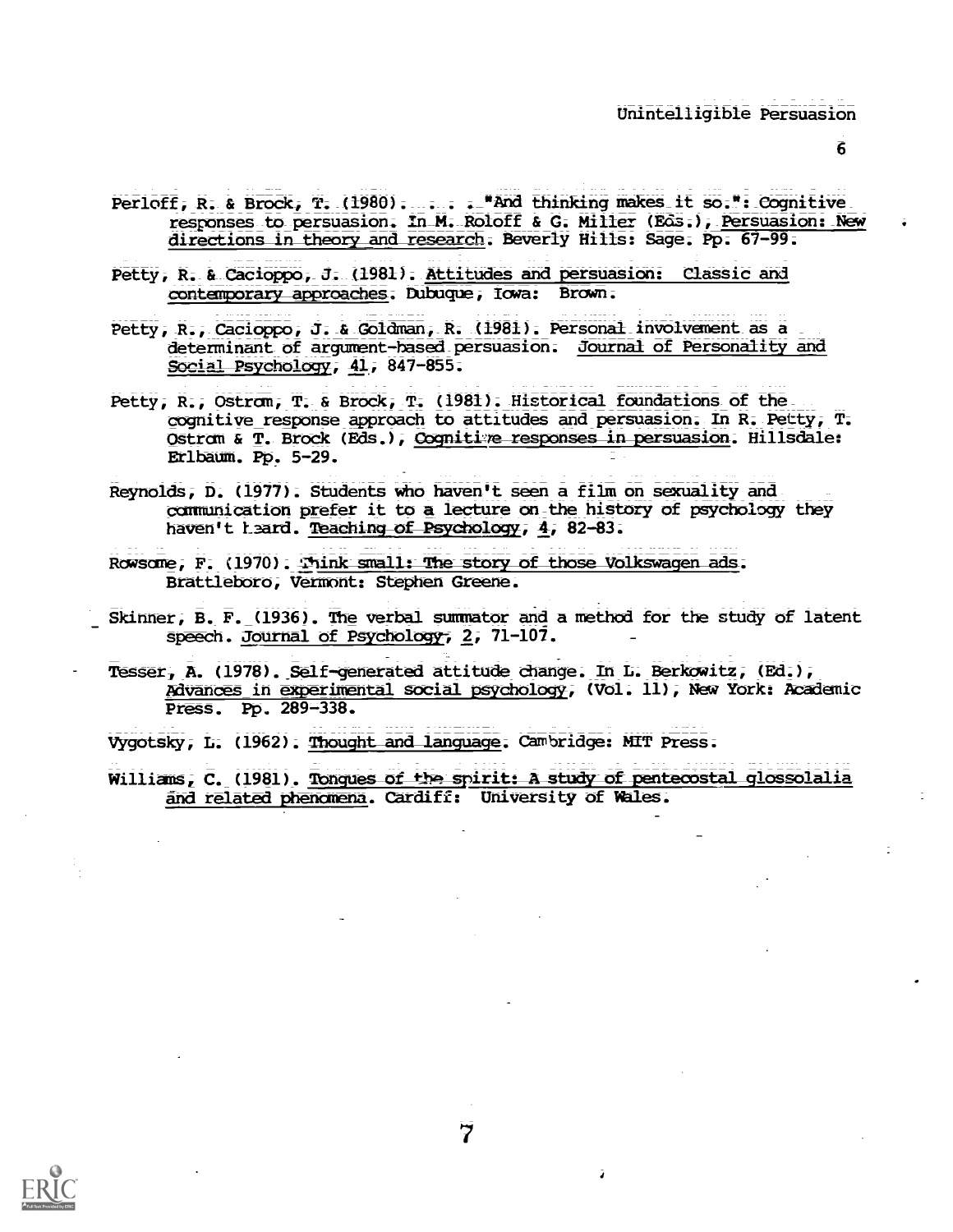Perloff, R. & Brock, T. (1980). . . . "And thinking makes it so.": Cognitive responses to persuasion. In M. Roloff & G. Miller (Eds.), Persuasion: New directions in theory and research. Beverly Hills: Sage. Pp. 67-99.

Petty, R. & Cacioppo, J. (1981). Attitudes and persuasion: Classic and contemporary approaches. Dubuque, Iowa: Brown.

Petty, R., Cacioppo, J. & Goldman, R. (1981). Personal involvement as a determinant of argument-based persuasion. Journal of Personality and Social Psychology, 41, 847-855.

Petty, R., Ostrom, T. & Brock, T. (1981). Historical foundations of the cognitive response approach to attitudes and persuasion. In R. Petty, T. Ostrom & T. Brock (Eds.), Cognitive responses in persuasion. Hillsdale: Erlbaum. Pp. 5-29.

Reynolds, D. (1977). Students who haven't seen a film on sexuality and communication prefer it to a lecture on the history of psychology they haven't heard. Teaching of Psychology, 4, 82-83.

Rowsome, F. (1970). Think small: The story of those Volkswagen ads. Brattleboro, Vermont: Stephen Greene.

Skinner, B. F. (1936). The verbal summator and a method for the study of latent speech. Journal of Psychology, 2, 71-107.

Tesser, A. (1978). Self-generated attitude change. In L. Berkowitz, (Ed.), Advances in experimental social psychology, (Vol. 11), New York: Academic Press. Pp. 289-338.

Vygotsky, L. (1962). Thought and language. Cambridge: MIT Press.

Williams, C. (1981). Tongues of the spirit: A study of pentecostal glossolalia and related phenomena. Cardiff: University of Wales.